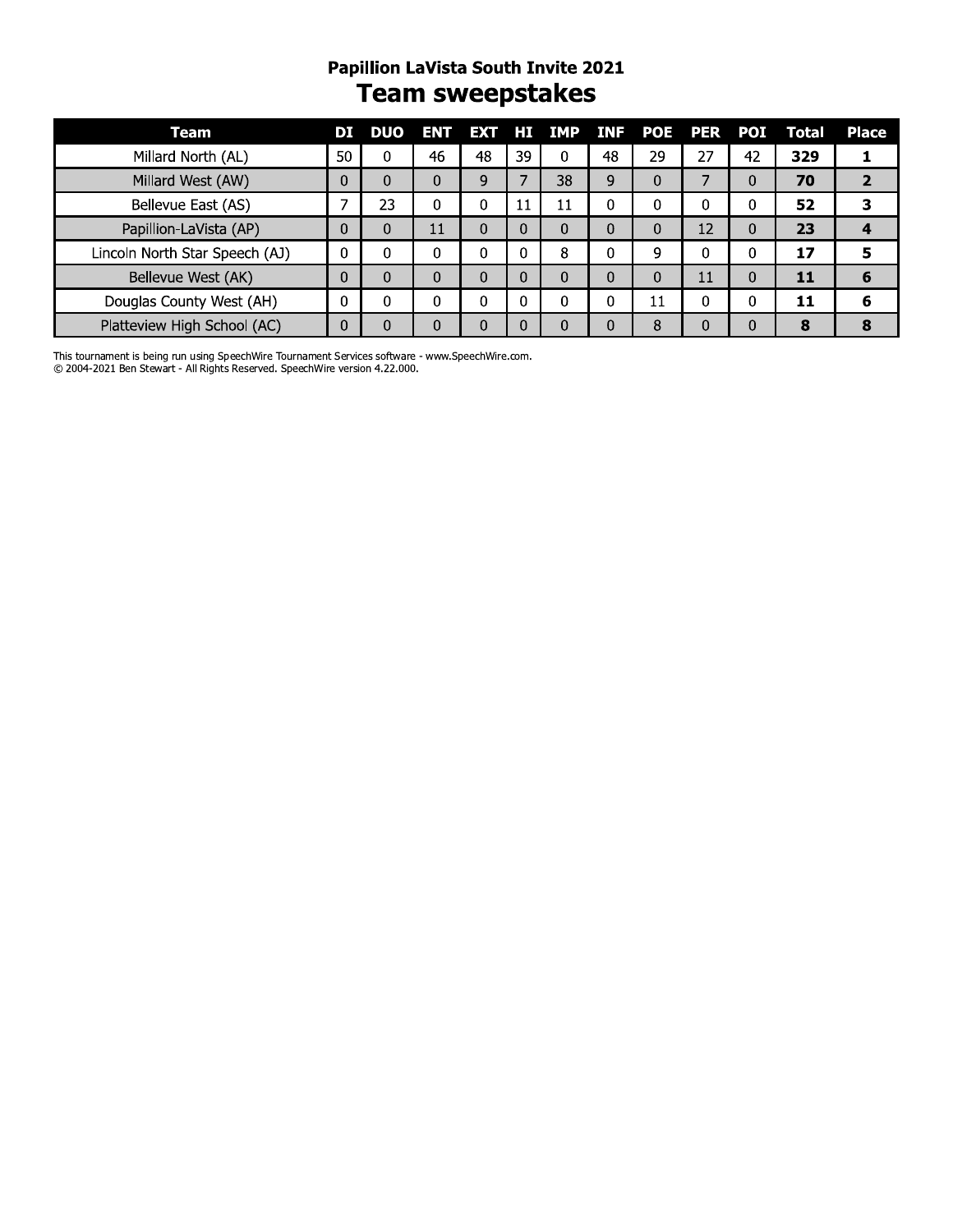## Papillion LaVista South Invite 2021

# Team sweepstakes

| Team | DI | DUO | ENT | EXT | HI | IMP | INF | POE | PER | POI | Total | Place |
|---|---|---|---|---|---|---|---|---|---|---|---|---|
| Millard North (AL) | 50 | 0 | 46 | 48 | 39 | 0 | 48 | 29 | 27 | 42 | **329** | **1** |
| Millard West (AW) | 0 | 0 | 0 | 9 | 7 | 38 | 9 | 0 | 7 | 0 | **70** | **2** |
| Bellevue East (AS) | 7 | 23 | 0 | 0 | 11 | 11 | 0 | 0 | 0 | 0 | **52** | **3** |
| Papillion-LaVista (AP) | 0 | 0 | 11 | 0 | 0 | 0 | 0 | 0 | 12 | 0 | **23** | **4** |
| Lincoln North Star Speech (AJ) | 0 | 0 | 0 | 0 | 0 | 8 | 0 | 9 | 0 | 0 | **17** | **5** |
| Bellevue West (AK) | 0 | 0 | 0 | 0 | 0 | 0 | 0 | 0 | 11 | 0 | **11** | **6** |
| Douglas County West (AH) | 0 | 0 | 0 | 0 | 0 | 0 | 0 | 11 | 0 | 0 | **11** | **6** |
| Platteview High School (AC) | 0 | 0 | 0 | 0 | 0 | 0 | 0 | 8 | 0 | 0 | **8** | **8** |

This tournament is being run using SpeechWire Tournament Services software - www.SpeechWire.com.
© 2004-2021 Ben Stewart - All Rights Reserved. SpeechWire version 4.22.000.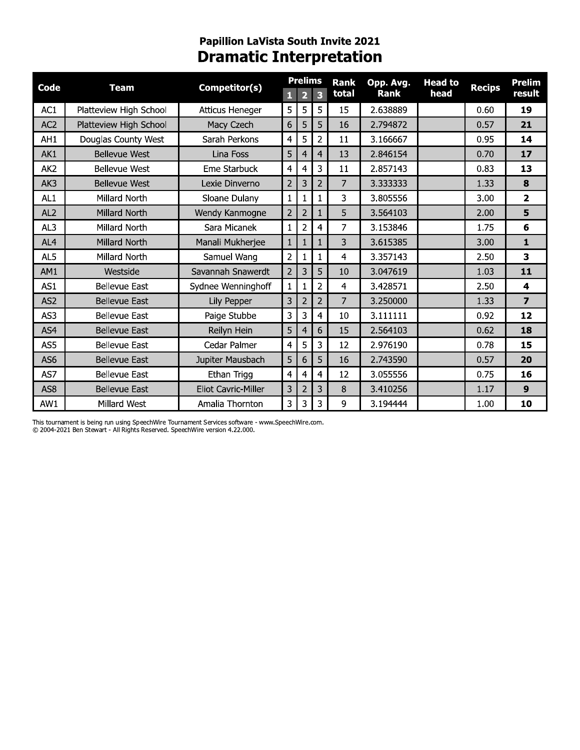# Papillion LaVista South Invite 2021

## Dramatic Interpretation

| Code | Team | Competitor(s) | Prelims | | | Rank total | Opp. Avg. Rank | Head to head | Recips | Prelim result |
|---|---|---|---|---|---|---|---|---|---|---|
| | | | 1 | 2 | 3 | | | | | |
| AC1 | Platteview High School | Atticus Heneger | 5 | 5 | 5 | 15 | 2.638889 | | 0.60 | **19** |
| AC2 | Platteview High School | Macy Czech | 6 | 5 | 5 | 16 | 2.794872 | | 0.57 | **21** |
| AH1 | Douglas County West | Sarah Perkons | 4 | 5 | 2 | 11 | 3.166667 | | 0.95 | **14** |
| AK1 | Bellevue West | Lina Foss | 5 | 4 | 4 | 13 | 2.846154 | | 0.70 | **17** |
| AK2 | Bellevue West | Eme Starbuck | 4 | 4 | 3 | 11 | 2.857143 | | 0.83 | **13** |
| AK3 | Bellevue West | Lexie Dinverno | 2 | 3 | 2 | 7 | 3.333333 | | 1.33 | **8** |
| AL1 | Millard North | Sloane Dulany | 1 | 1 | 1 | 3 | 3.805556 | | 3.00 | **2** |
| AL2 | Millard North | Wendy Kanmogne | 2 | 2 | 1 | 5 | 3.564103 | | 2.00 | **5** |
| AL3 | Millard North | Sara Micanek | 1 | 2 | 4 | 7 | 3.153846 | | 1.75 | **6** |
| AL4 | Millard North | Manali Mukherjee | 1 | 1 | 1 | 3 | 3.615385 | | 3.00 | **1** |
| AL5 | Millard North | Samuel Wang | 2 | 1 | 1 | 4 | 3.357143 | | 2.50 | **3** |
| AM1 | Westside | Savannah Snawerdt | 2 | 3 | 5 | 10 | 3.047619 | | 1.03 | **11** |
| AS1 | Bellevue East | Sydnee Wenninghoff | 1 | 1 | 2 | 4 | 3.428571 | | 2.50 | **4** |
| AS2 | Bellevue East | Lily Pepper | 3 | 2 | 2 | 7 | 3.250000 | | 1.33 | **7** |
| AS3 | Bellevue East | Paige Stubbe | 3 | 3 | 4 | 10 | 3.111111 | | 0.92 | **12** |
| AS4 | Bellevue East | Reilyn Hein | 5 | 4 | 6 | 15 | 2.564103 | | 0.62 | **18** |
| AS5 | Bellevue East | Cedar Palmer | 4 | 5 | 3 | 12 | 2.976190 | | 0.78 | **15** |
| AS6 | Bellevue East | Jupiter Mausbach | 5 | 6 | 5 | 16 | 2.743590 | | 0.57 | **20** |
| AS7 | Bellevue East | Ethan Trigg | 4 | 4 | 4 | 12 | 3.055556 | | 0.75 | **16** |
| AS8 | Bellevue East | Eliot Cavric-Miller | 3 | 2 | 3 | 8 | 3.410256 | | 1.17 | **9** |
| AW1 | Millard West | Amalia Thornton | 3 | 3 | 3 | 9 | 3.194444 | | 1.00 | **10** |

This tournament is being run using SpeechWire Tournament Services software - www.SpeechWire.com.
© 2004-2021 Ben Stewart - All Rights Reserved. SpeechWire version 4.22.000.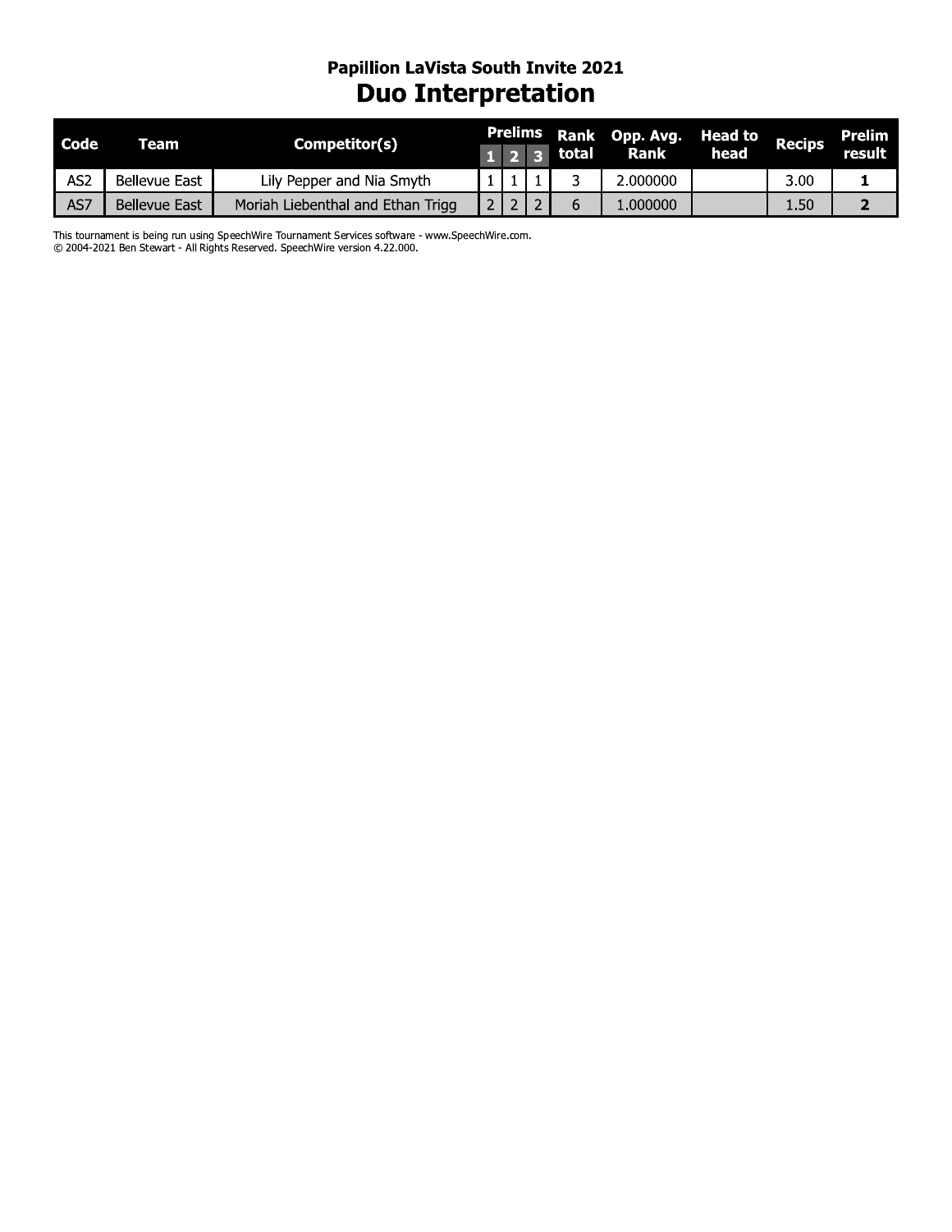## Papillion LaVista South Invite 2021

# Duo Interpretation

| Code | Team | Competitor(s) | Prelims | | | Rank total | Opp. Avg. Rank | Head to head | Recips | Prelim result |
|---|---|---|---|---|---|---|---|---|---|---|
| | | | 1 | 2 | 3 | | | | | |
| AS2 | Bellevue East | Lily Pepper and Nia Smyth | 1 | 1 | 1 | 3 | 2.000000 | | 3.00 | **1** |
| AS7 | Bellevue East | Moriah Liebenthal and Ethan Trigg | 2 | 2 | 2 | 6 | 1.000000 | | 1.50 | **2** |

This tournament is being run using SpeechWire Tournament Services software - www.SpeechWire.com.
© 2004-2021 Ben Stewart - All Rights Reserved. SpeechWire version 4.22.000.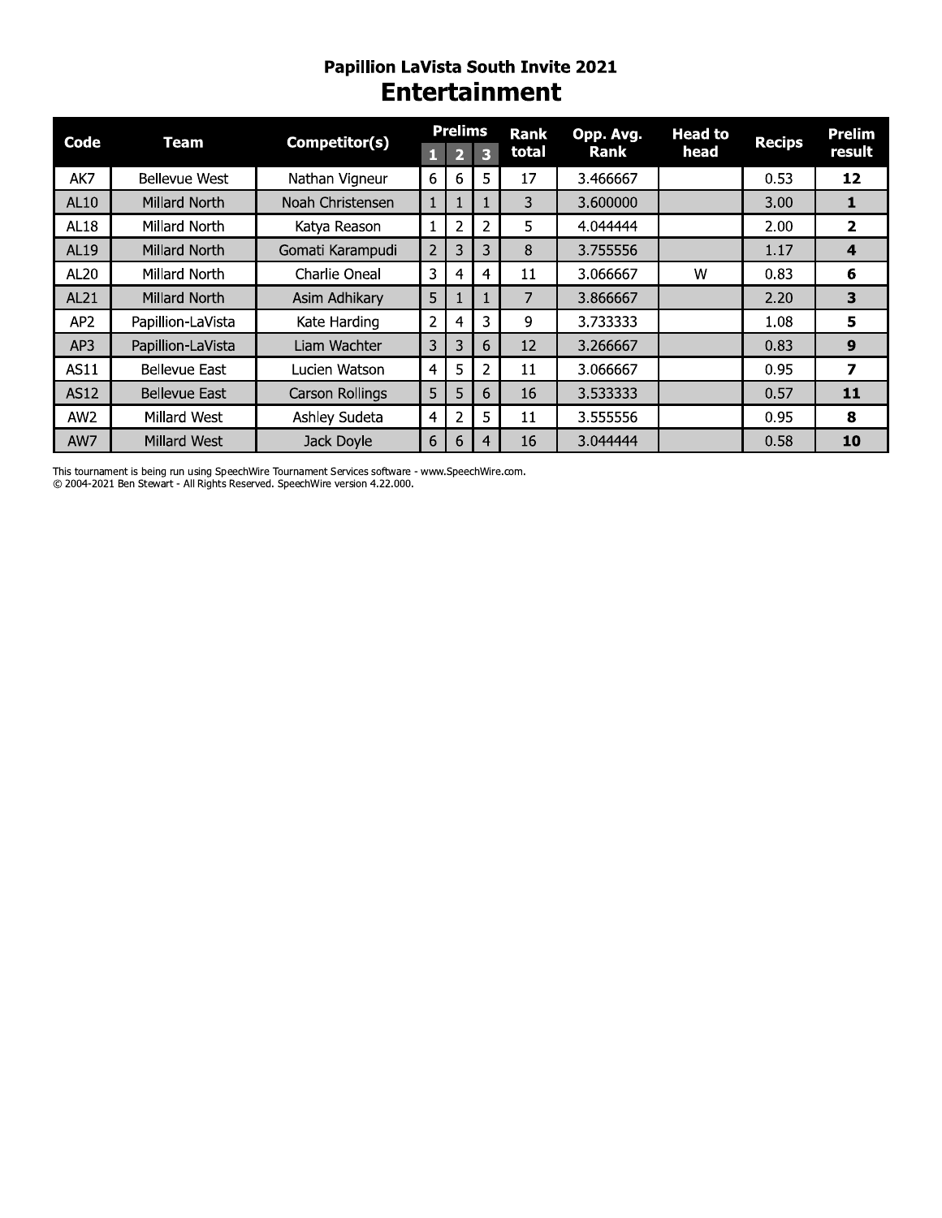## Papillion LaVista South Invite 2021

# Entertainment

| Code | Team | Competitor(s) | Prelims | | | Rank total | Opp. Avg. Rank | Head to head | Recips | Prelim result |
|---|---|---|---|---|---|---|---|---|---|---|
| | | | 1 | 2 | 3 | | | | | |
| AK7 | Bellevue West | Nathan Vigneur | 6 | 6 | 5 | 17 | 3.466667 | | 0.53 | **12** |
| AL10 | Millard North | Noah Christensen | 1 | 1 | 1 | 3 | 3.600000 | | 3.00 | **1** |
| AL18 | Millard North | Katya Reason | 1 | 2 | 2 | 5 | 4.044444 | | 2.00 | **2** |
| AL19 | Millard North | Gomati Karampudi | 2 | 3 | 3 | 8 | 3.755556 | | 1.17 | **4** |
| AL20 | Millard North | Charlie Oneal | 3 | 4 | 4 | 11 | 3.066667 | W | 0.83 | **6** |
| AL21 | Millard North | Asim Adhikary | 5 | 1 | 1 | 7 | 3.866667 | | 2.20 | **3** |
| AP2 | Papillion-LaVista | Kate Harding | 2 | 4 | 3 | 9 | 3.733333 | | 1.08 | **5** |
| AP3 | Papillion-LaVista | Liam Wachter | 3 | 3 | 6 | 12 | 3.266667 | | 0.83 | **9** |
| AS11 | Bellevue East | Lucien Watson | 4 | 5 | 2 | 11 | 3.066667 | | 0.95 | **7** |
| AS12 | Bellevue East | Carson Rollings | 5 | 5 | 6 | 16 | 3.533333 | | 0.57 | **11** |
| AW2 | Millard West | Ashley Sudeta | 4 | 2 | 5 | 11 | 3.555556 | | 0.95 | **8** |
| AW7 | Millard West | Jack Doyle | 6 | 6 | 4 | 16 | 3.044444 | | 0.58 | **10** |

This tournament is being run using SpeechWire Tournament Services software - www.SpeechWire.com.
© 2004-2021 Ben Stewart - All Rights Reserved. SpeechWire version 4.22.000.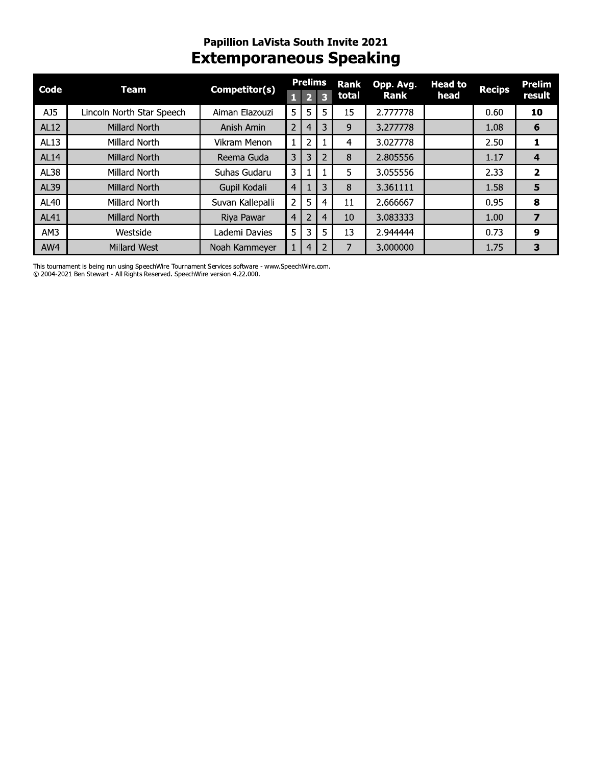## Papillion LaVista South Invite 2021

# Extemporaneous Speaking

| Code | Team | Competitor(s) | Prelims | | | Rank total | Opp. Avg. Rank | Head to head | Recips | Prelim result |
|---|---|---|---|---|---|---|---|---|---|---|
| | | | 1 | 2 | 3 | | | | | |
| AJ5 | Lincoln North Star Speech | Aiman Elazouzi | 5 | 5 | 5 | 15 | 2.777778 | | 0.60 | **10** |
| AL12 | Millard North | Anish Amin | 2 | 4 | 3 | 9 | 3.277778 | | 1.08 | **6** |
| AL13 | Millard North | Vikram Menon | 1 | 2 | 1 | 4 | 3.027778 | | 2.50 | **1** |
| AL14 | Millard North | Reema Guda | 3 | 3 | 2 | 8 | 2.805556 | | 1.17 | **4** |
| AL38 | Millard North | Suhas Gudaru | 3 | 1 | 1 | 5 | 3.055556 | | 2.33 | **2** |
| AL39 | Millard North | Gupil Kodali | 4 | 1 | 3 | 8 | 3.361111 | | 1.58 | **5** |
| AL40 | Millard North | Suvan Kallepalli | 2 | 5 | 4 | 11 | 2.666667 | | 0.95 | **8** |
| AL41 | Millard North | Riya Pawar | 4 | 2 | 4 | 10 | 3.083333 | | 1.00 | **7** |
| AM3 | Westside | Lademi Davies | 5 | 3 | 5 | 13 | 2.944444 | | 0.73 | **9** |
| AW4 | Millard West | Noah Kammeyer | 1 | 4 | 2 | 7 | 3.000000 | | 1.75 | **3** |

This tournament is being run using SpeechWire Tournament Services software - www.SpeechWire.com.
© 2004-2021 Ben Stewart - All Rights Reserved. SpeechWire version 4.22.000.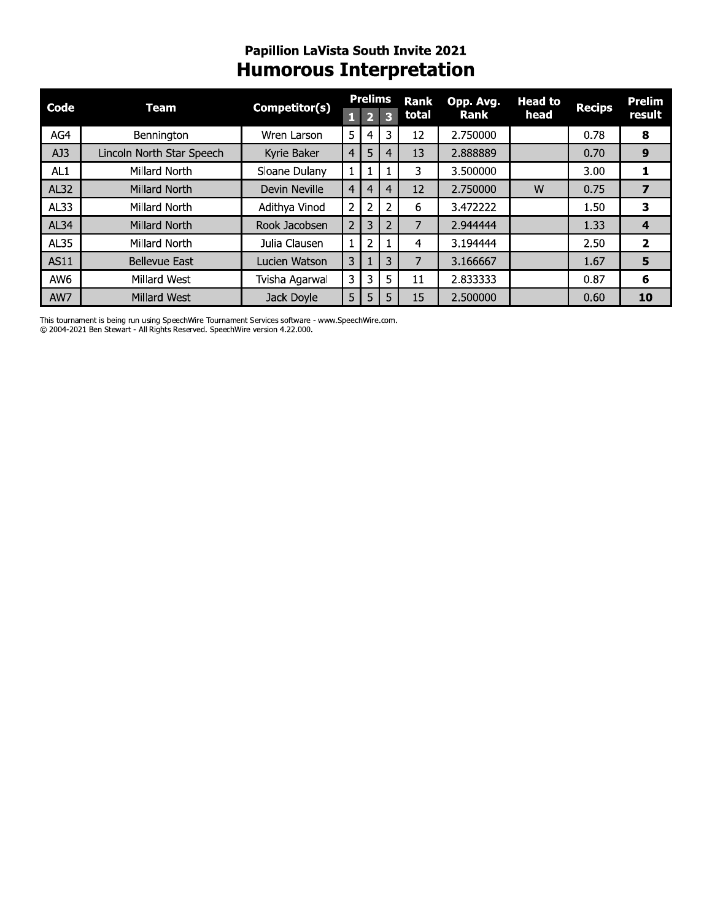## Papillion LaVista South Invite 2021

# Humorous Interpretation

| Code | Team | Competitor(s) | Prelims | | | Rank total | Opp. Avg. Rank | Head to head | Recips | Prelim result |
|---|---|---|---|---|---|---|---|---|---|---|
| | | | 1 | 2 | 3 | | | | | |
| AG4 | Bennington | Wren Larson | 5 | 4 | 3 | 12 | 2.750000 | | 0.78 | **8** |
| AJ3 | Lincoln North Star Speech | Kyrie Baker | 4 | 5 | 4 | 13 | 2.888889 | | 0.70 | **9** |
| AL1 | Millard North | Sloane Dulany | 1 | 1 | 1 | 3 | 3.500000 | | 3.00 | **1** |
| AL32 | Millard North | Devin Neville | 4 | 4 | 4 | 12 | 2.750000 | W | 0.75 | **7** |
| AL33 | Millard North | Adithya Vinod | 2 | 2 | 2 | 6 | 3.472222 | | 1.50 | **3** |
| AL34 | Millard North | Rook Jacobsen | 2 | 3 | 2 | 7 | 2.944444 | | 1.33 | **4** |
| AL35 | Millard North | Julia Clausen | 1 | 2 | 1 | 4 | 3.194444 | | 2.50 | **2** |
| AS11 | Bellevue East | Lucien Watson | 3 | 1 | 3 | 7 | 3.166667 | | 1.67 | **5** |
| AW6 | Millard West | Tvisha Agarwal | 3 | 3 | 5 | 11 | 2.833333 | | 0.87 | **6** |
| AW7 | Millard West | Jack Doyle | 5 | 5 | 5 | 15 | 2.500000 | | 0.60 | **10** |

This tournament is being run using SpeechWire Tournament Services software - www.SpeechWire.com.
© 2004-2021 Ben Stewart - All Rights Reserved. SpeechWire version 4.22.000.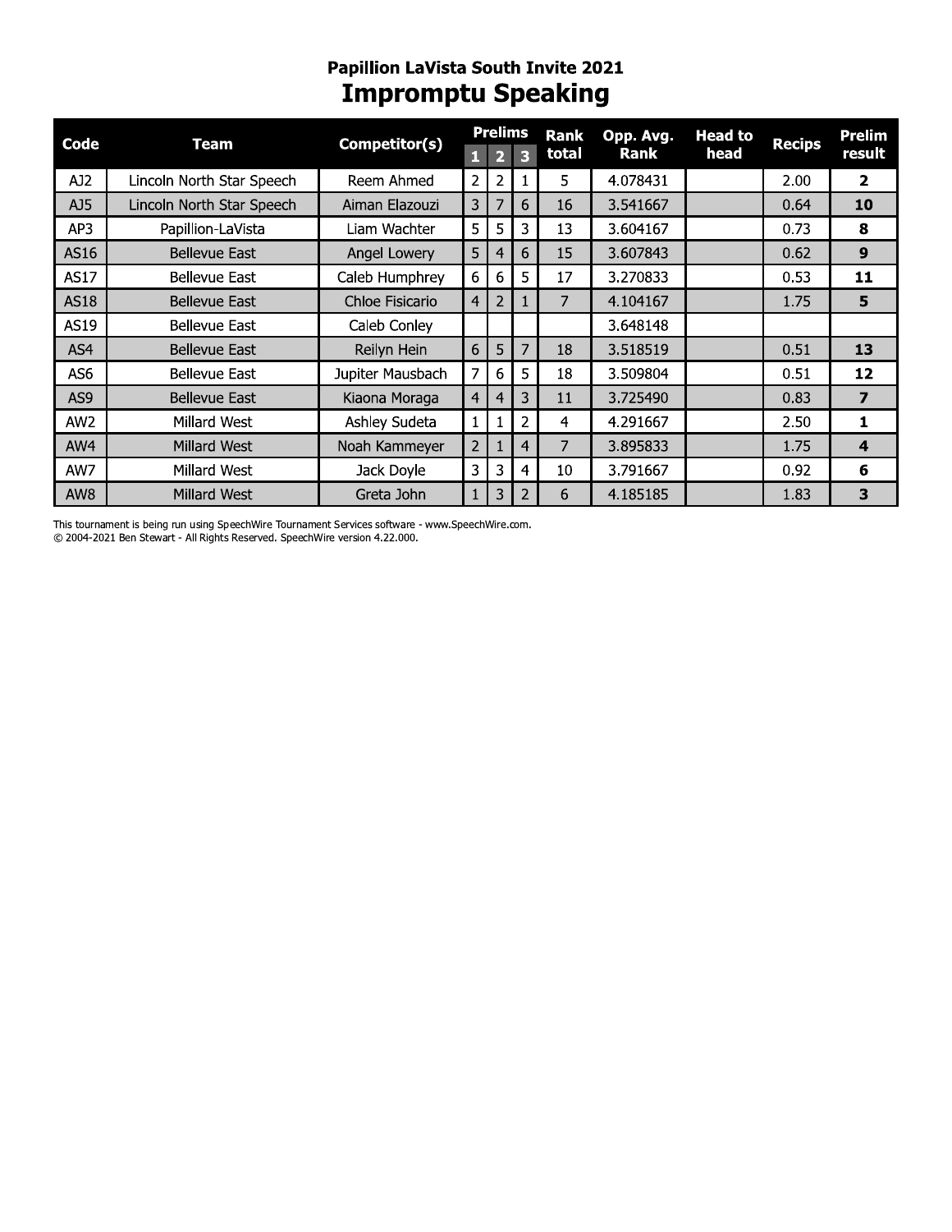## Papillion LaVista South Invite 2021

# Impromptu Speaking

| Code | Team | Competitor(s) | Prelims | | | Rank total | Opp. Avg. Rank | Head to head | Recips | Prelim result |
|---|---|---|---|---|---|---|---|---|---|---|
| | | | 1 | 2 | 3 | | | | | |
| AJ2 | Lincoln North Star Speech | Reem Ahmed | 2 | 2 | 1 | 5 | 4.078431 | | 2.00 | **2** |
| AJ5 | Lincoln North Star Speech | Aiman Elazouzi | 3 | 7 | 6 | 16 | 3.541667 | | 0.64 | **10** |
| AP3 | Papillion-LaVista | Liam Wachter | 5 | 5 | 3 | 13 | 3.604167 | | 0.73 | **8** |
| AS16 | Bellevue East | Angel Lowery | 5 | 4 | 6 | 15 | 3.607843 | | 0.62 | **9** |
| AS17 | Bellevue East | Caleb Humphrey | 6 | 6 | 5 | 17 | 3.270833 | | 0.53 | **11** |
| AS18 | Bellevue East | Chloe Fisicario | 4 | 2 | 1 | 7 | 4.104167 | | 1.75 | **5** |
| AS19 | Bellevue East | Caleb Conley | | | | | 3.648148 | | | |
| AS4 | Bellevue East | Reilyn Hein | 6 | 5 | 7 | 18 | 3.518519 | | 0.51 | **13** |
| AS6 | Bellevue East | Jupiter Mausbach | 7 | 6 | 5 | 18 | 3.509804 | | 0.51 | **12** |
| AS9 | Bellevue East | Kiaona Moraga | 4 | 4 | 3 | 11 | 3.725490 | | 0.83 | **7** |
| AW2 | Millard West | Ashley Sudeta | 1 | 1 | 2 | 4 | 4.291667 | | 2.50 | **1** |
| AW4 | Millard West | Noah Kammeyer | 2 | 1 | 4 | 7 | 3.895833 | | 1.75 | **4** |
| AW7 | Millard West | Jack Doyle | 3 | 3 | 4 | 10 | 3.791667 | | 0.92 | **6** |
| AW8 | Millard West | Greta John | 1 | 3 | 2 | 6 | 4.185185 | | 1.83 | **3** |

This tournament is being run using SpeechWire Tournament Services software - www.SpeechWire.com.
© 2004-2021 Ben Stewart - All Rights Reserved. SpeechWire version 4.22.000.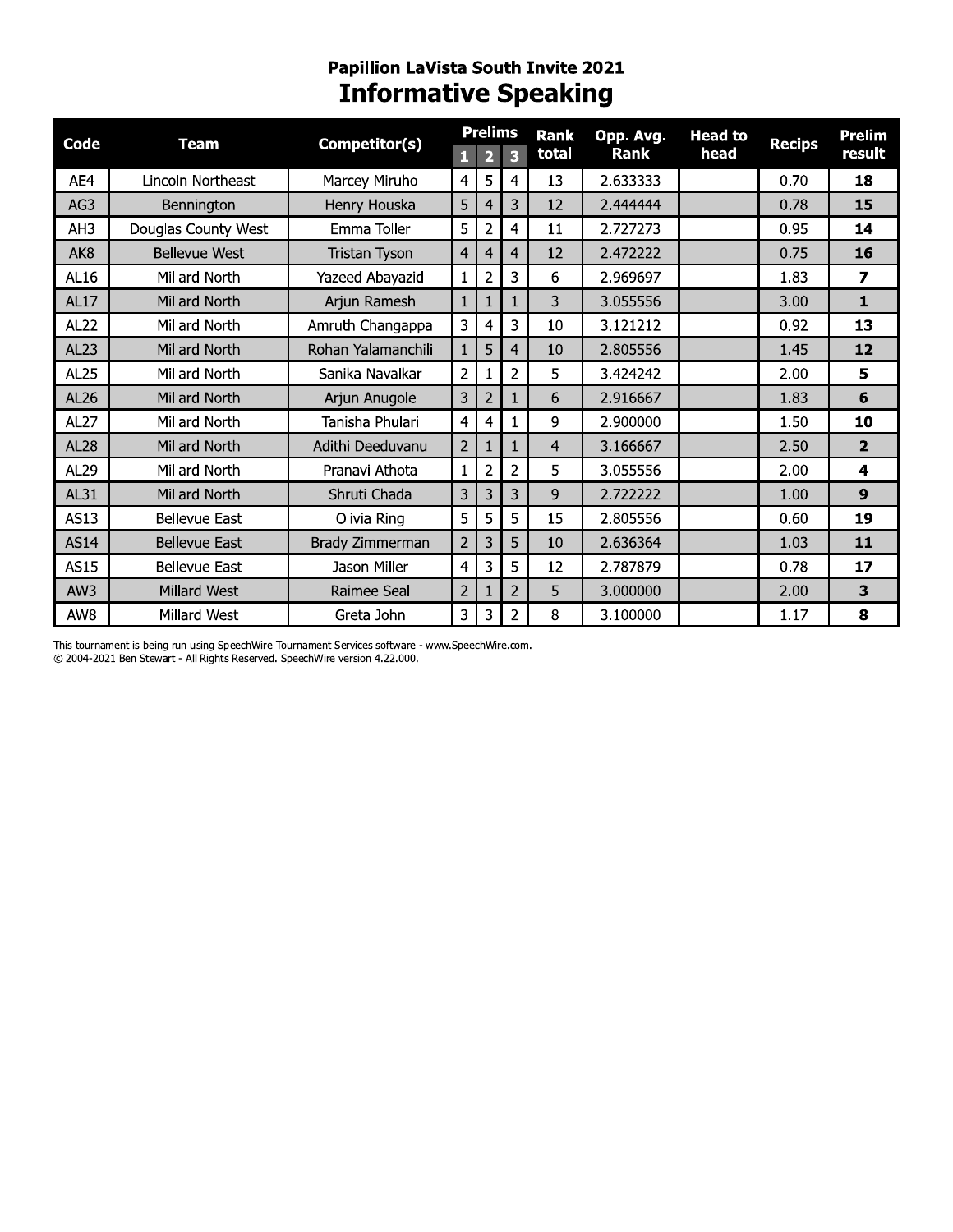## Papillion LaVista South Invite 2021

# Informative Speaking

| Code | Team | Competitor(s) | Prelims | | | Rank total | Opp. Avg. Rank | Head to head | Recips | Prelim result |
|---|---|---|---|---|---|---|---|---|---|---|
| | | | 1 | 2 | 3 | | | | | |
| AE4 | Lincoln Northeast | Marcey Miruho | 4 | 5 | 4 | 13 | 2.633333 | | 0.70 | **18** |
| AG3 | Bennington | Henry Houska | 5 | 4 | 3 | 12 | 2.444444 | | 0.78 | **15** |
| AH3 | Douglas County West | Emma Toller | 5 | 2 | 4 | 11 | 2.727273 | | 0.95 | **14** |
| AK8 | Bellevue West | Tristan Tyson | 4 | 4 | 4 | 12 | 2.472222 | | 0.75 | **16** |
| AL16 | Millard North | Yazeed Abayazid | 1 | 2 | 3 | 6 | 2.969697 | | 1.83 | **7** |
| AL17 | Millard North | Arjun Ramesh | 1 | 1 | 1 | 3 | 3.055556 | | 3.00 | **1** |
| AL22 | Millard North | Amruth Changappa | 3 | 4 | 3 | 10 | 3.121212 | | 0.92 | **13** |
| AL23 | Millard North | Rohan Yalamanchili | 1 | 5 | 4 | 10 | 2.805556 | | 1.45 | **12** |
| AL25 | Millard North | Sanika Navalkar | 2 | 1 | 2 | 5 | 3.424242 | | 2.00 | **5** |
| AL26 | Millard North | Arjun Anugole | 3 | 2 | 1 | 6 | 2.916667 | | 1.83 | **6** |
| AL27 | Millard North | Tanisha Phulari | 4 | 4 | 1 | 9 | 2.900000 | | 1.50 | **10** |
| AL28 | Millard North | Adithi Deeduvanu | 2 | 1 | 1 | 4 | 3.166667 | | 2.50 | **2** |
| AL29 | Millard North | Pranavi Athota | 1 | 2 | 2 | 5 | 3.055556 | | 2.00 | **4** |
| AL31 | Millard North | Shruti Chada | 3 | 3 | 3 | 9 | 2.722222 | | 1.00 | **9** |
| AS13 | Bellevue East | Olivia Ring | 5 | 5 | 5 | 15 | 2.805556 | | 0.60 | **19** |
| AS14 | Bellevue East | Brady Zimmerman | 2 | 3 | 5 | 10 | 2.636364 | | 1.03 | **11** |
| AS15 | Bellevue East | Jason Miller | 4 | 3 | 5 | 12 | 2.787879 | | 0.78 | **17** |
| AW3 | Millard West | Raimee Seal | 2 | 1 | 2 | 5 | 3.000000 | | 2.00 | **3** |
| AW8 | Millard West | Greta John | 3 | 3 | 2 | 8 | 3.100000 | | 1.17 | **8** |

This tournament is being run using SpeechWire Tournament Services software - www.SpeechWire.com.
© 2004-2021 Ben Stewart - All Rights Reserved. SpeechWire version 4.22.000.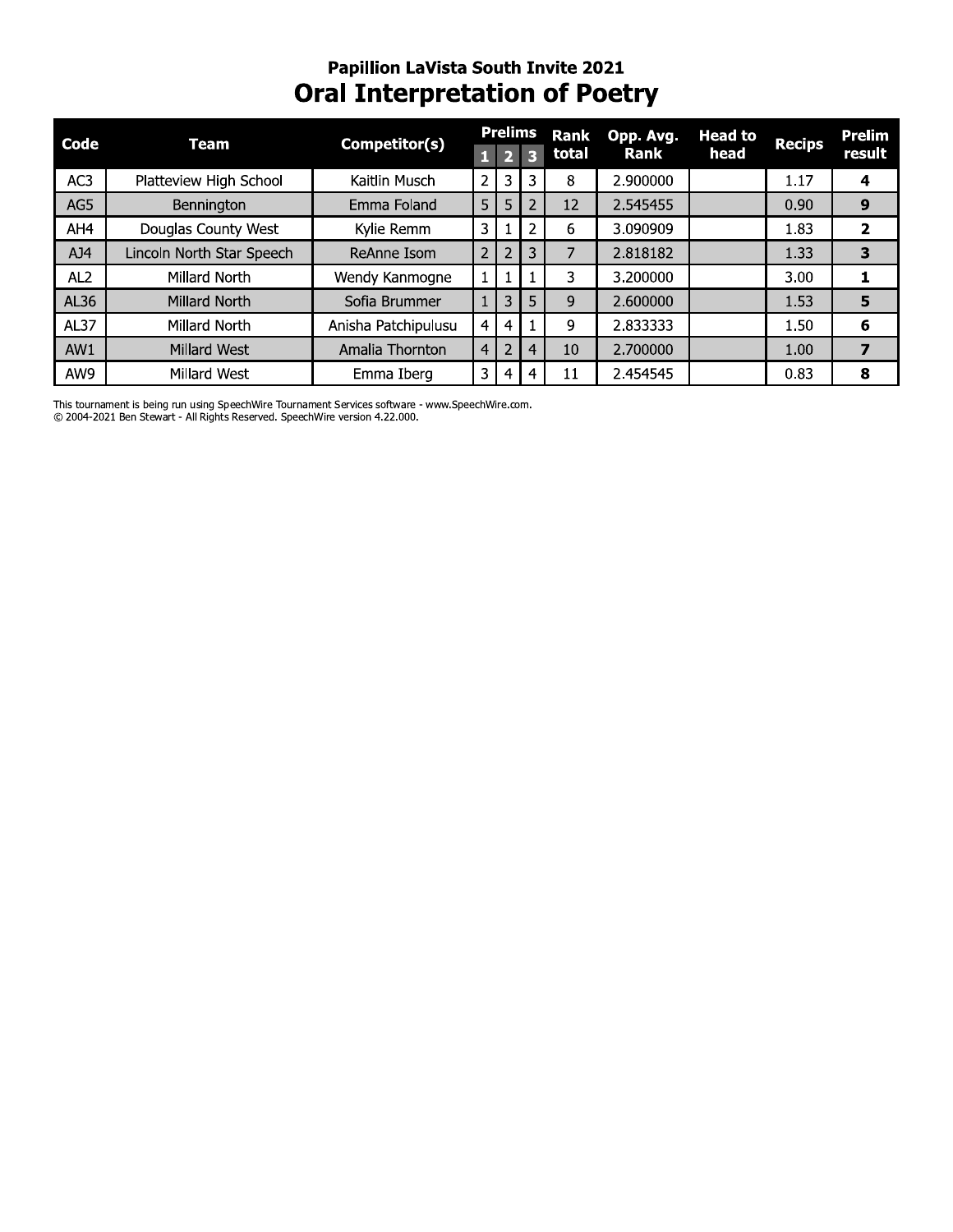## Papillion LaVista South Invite 2021

# Oral Interpretation of Poetry

| Code | Team | Competitor(s) | Prelims | | | Rank total | Opp. Avg. Rank | Head to head | Recips | Prelim result |
|---|---|---|---|---|---|---|---|---|---|---|
| | | | 1 | 2 | 3 | | | | | |
| AC3 | Platteview High School | Kaitlin Musch | 2 | 3 | 3 | 8 | 2.900000 | | 1.17 | **4** |
| AG5 | Bennington | Emma Foland | 5 | 5 | 2 | 12 | 2.545455 | | 0.90 | **9** |
| AH4 | Douglas County West | Kylie Remm | 3 | 1 | 2 | 6 | 3.090909 | | 1.83 | **2** |
| AJ4 | Lincoln North Star Speech | ReAnne Isom | 2 | 2 | 3 | 7 | 2.818182 | | 1.33 | **3** |
| AL2 | Millard North | Wendy Kanmogne | 1 | 1 | 1 | 3 | 3.200000 | | 3.00 | **1** |
| AL36 | Millard North | Sofia Brummer | 1 | 3 | 5 | 9 | 2.600000 | | 1.53 | **5** |
| AL37 | Millard North | Anisha Patchipulusu | 4 | 4 | 1 | 9 | 2.833333 | | 1.50 | **6** |
| AW1 | Millard West | Amalia Thornton | 4 | 2 | 4 | 10 | 2.700000 | | 1.00 | **7** |
| AW9 | Millard West | Emma Iberg | 3 | 4 | 4 | 11 | 2.454545 | | 0.83 | **8** |

This tournament is being run using SpeechWire Tournament Services software - www.SpeechWire.com.
© 2004-2021 Ben Stewart - All Rights Reserved. SpeechWire version 4.22.000.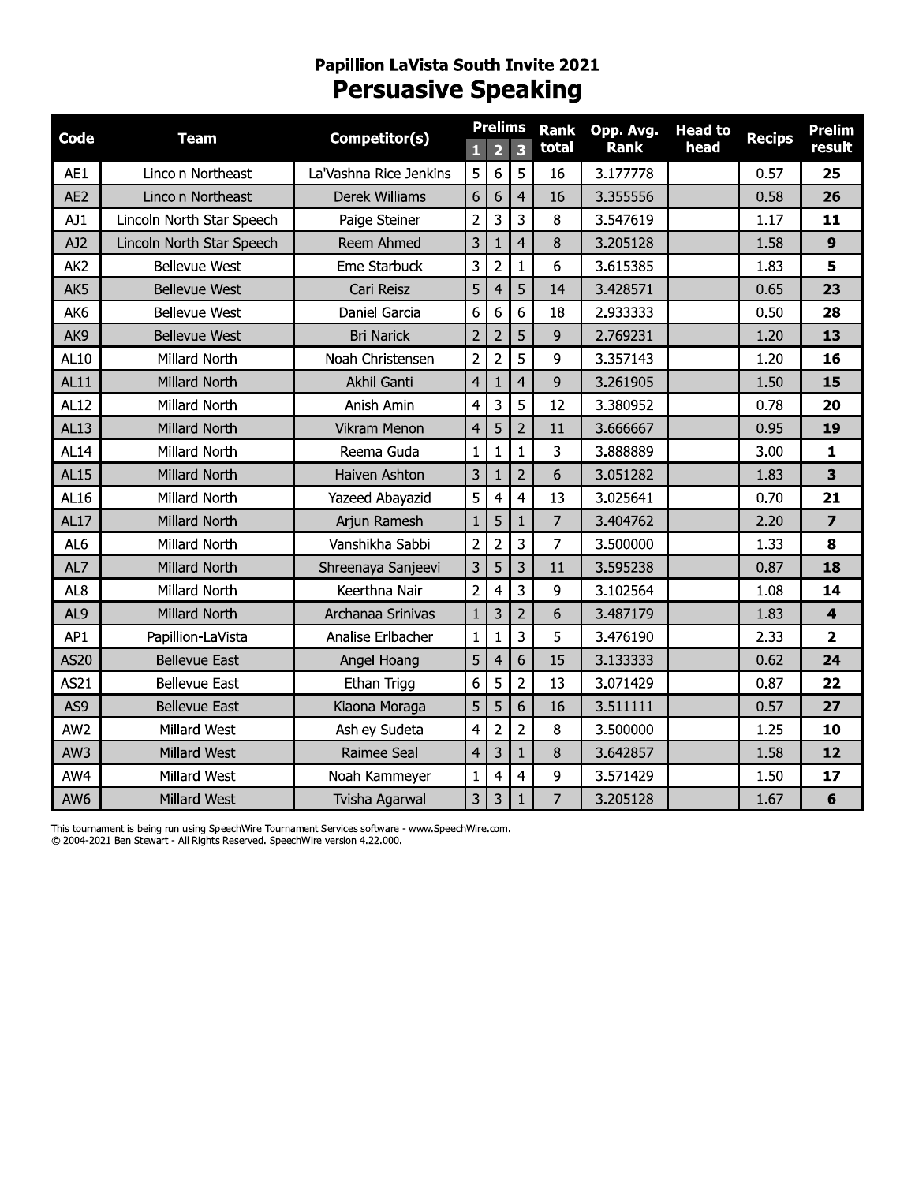## Papillion LaVista South Invite 2021

# Persuasive Speaking

| Code | Team | Competitor(s) | Prelims | | | Rank total | Opp. Avg. Rank | Head to head | Recips | Prelim result |
|---|---|---|---|---|---|---|---|---|---|---|
| | | | 1 | 2 | 3 | | | | | |
| AE1 | Lincoln Northeast | La'Vashna Rice Jenkins | 5 | 6 | 5 | 16 | 3.177778 | | 0.57 | **25** |
| AE2 | Lincoln Northeast | Derek Williams | 6 | 6 | 4 | 16 | 3.355556 | | 0.58 | **26** |
| AJ1 | Lincoln North Star Speech | Paige Steiner | 2 | 3 | 3 | 8 | 3.547619 | | 1.17 | **11** |
| AJ2 | Lincoln North Star Speech | Reem Ahmed | 3 | 1 | 4 | 8 | 3.205128 | | 1.58 | **9** |
| AK2 | Bellevue West | Eme Starbuck | 3 | 2 | 1 | 6 | 3.615385 | | 1.83 | **5** |
| AK5 | Bellevue West | Cari Reisz | 5 | 4 | 5 | 14 | 3.428571 | | 0.65 | **23** |
| AK6 | Bellevue West | Daniel Garcia | 6 | 6 | 6 | 18 | 2.933333 | | 0.50 | **28** |
| AK9 | Bellevue West | Bri Narick | 2 | 2 | 5 | 9 | 2.769231 | | 1.20 | **13** |
| AL10 | Millard North | Noah Christensen | 2 | 2 | 5 | 9 | 3.357143 | | 1.20 | **16** |
| AL11 | Millard North | Akhil Ganti | 4 | 1 | 4 | 9 | 3.261905 | | 1.50 | **15** |
| AL12 | Millard North | Anish Amin | 4 | 3 | 5 | 12 | 3.380952 | | 0.78 | **20** |
| AL13 | Millard North | Vikram Menon | 4 | 5 | 2 | 11 | 3.666667 | | 0.95 | **19** |
| AL14 | Millard North | Reema Guda | 1 | 1 | 1 | 3 | 3.888889 | | 3.00 | **1** |
| AL15 | Millard North | Haiven Ashton | 3 | 1 | 2 | 6 | 3.051282 | | 1.83 | **3** |
| AL16 | Millard North | Yazeed Abayazid | 5 | 4 | 4 | 13 | 3.025641 | | 0.70 | **21** |
| AL17 | Millard North | Arjun Ramesh | 1 | 5 | 1 | 7 | 3.404762 | | 2.20 | **7** |
| AL6 | Millard North | Vanshikha Sabbi | 2 | 2 | 3 | 7 | 3.500000 | | 1.33 | **8** |
| AL7 | Millard North | Shreenaya Sanjeevi | 3 | 5 | 3 | 11 | 3.595238 | | 0.87 | **18** |
| AL8 | Millard North | Keerthna Nair | 2 | 4 | 3 | 9 | 3.102564 | | 1.08 | **14** |
| AL9 | Millard North | Archanaa Srinivas | 1 | 3 | 2 | 6 | 3.487179 | | 1.83 | **4** |
| AP1 | Papillion-LaVista | Analise Erlbacher | 1 | 1 | 3 | 5 | 3.476190 | | 2.33 | **2** |
| AS20 | Bellevue East | Angel Hoang | 5 | 4 | 6 | 15 | 3.133333 | | 0.62 | **24** |
| AS21 | Bellevue East | Ethan Trigg | 6 | 5 | 2 | 13 | 3.071429 | | 0.87 | **22** |
| AS9 | Bellevue East | Kiaona Moraga | 5 | 5 | 6 | 16 | 3.511111 | | 0.57 | **27** |
| AW2 | Millard West | Ashley Sudeta | 4 | 2 | 2 | 8 | 3.500000 | | 1.25 | **10** |
| AW3 | Millard West | Raimee Seal | 4 | 3 | 1 | 8 | 3.642857 | | 1.58 | **12** |
| AW4 | Millard West | Noah Kammeyer | 1 | 4 | 4 | 9 | 3.571429 | | 1.50 | **17** |
| AW6 | Millard West | Tvisha Agarwal | 3 | 3 | 1 | 7 | 3.205128 | | 1.67 | **6** |

This tournament is being run using SpeechWire Tournament Services software - www.SpeechWire.com.
© 2004-2021 Ben Stewart - All Rights Reserved. SpeechWire version 4.22.000.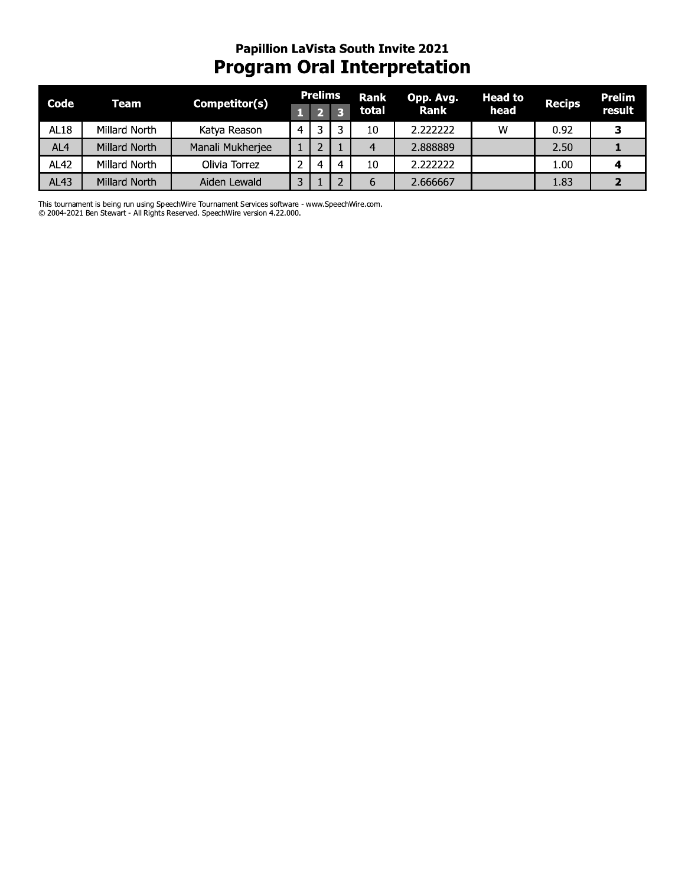# Papillion LaVista South Invite 2021

## Program Oral Interpretation

| Code | Team | Competitor(s) | Prelims | | | Rank total | Opp. Avg. Rank | Head to head | Recips | Prelim result |
|---|---|---|---|---|---|---|---|---|---|---|
| | | | 1 | 2 | 3 | | | | | |
| AL18 | Millard North | Katya Reason | 4 | 3 | 3 | 10 | 2.222222 | W | 0.92 | **3** |
| AL4 | Millard North | Manali Mukherjee | 1 | 2 | 1 | 4 | 2.888889 | | 2.50 | **1** |
| AL42 | Millard North | Olivia Torrez | 2 | 4 | 4 | 10 | 2.222222 | | 1.00 | **4** |
| AL43 | Millard North | Aiden Lewald | 3 | 1 | 2 | 6 | 2.666667 | | 1.83 | **2** |

This tournament is being run using SpeechWire Tournament Services software - www.SpeechWire.com.
© 2004-2021 Ben Stewart - All Rights Reserved. SpeechWire version 4.22.000.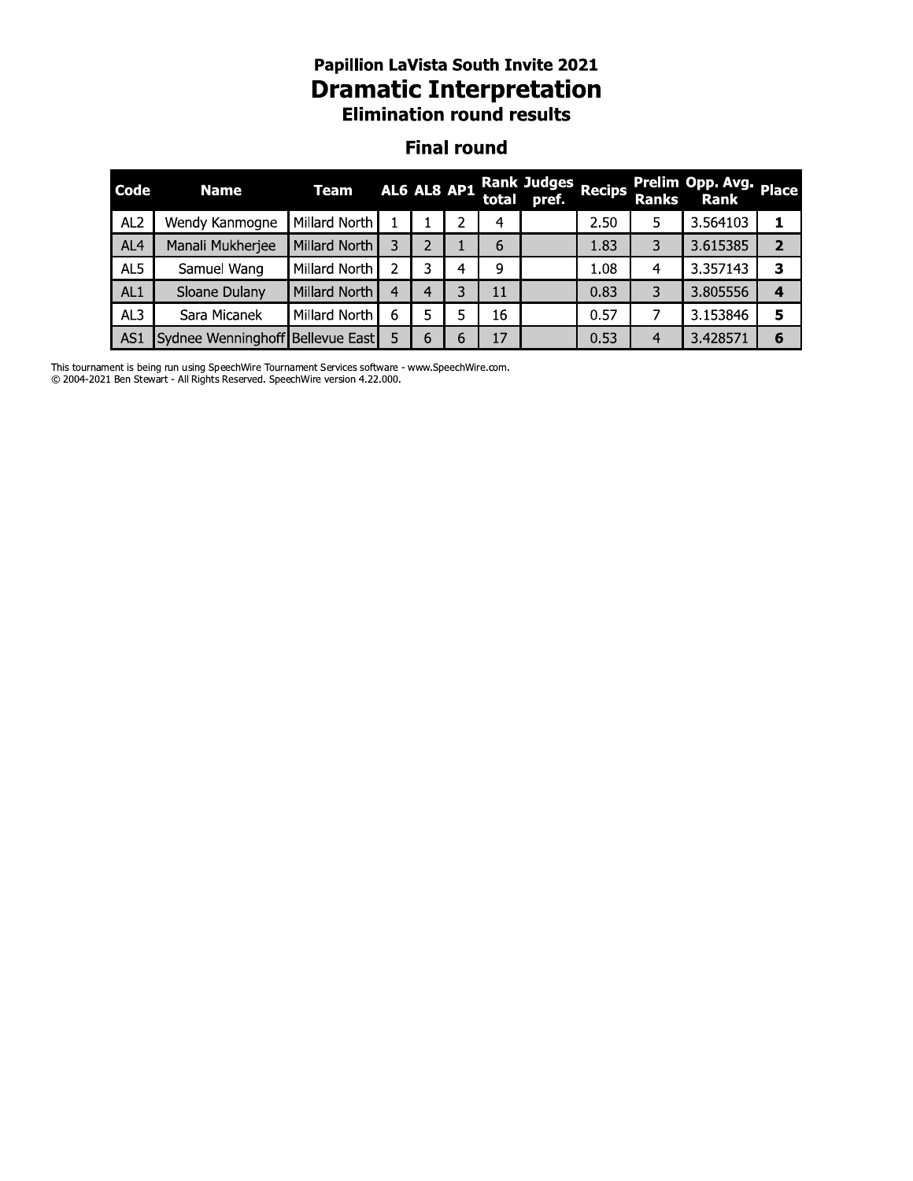# Papillion LaVista South Invite 2021
# Dramatic Interpretation
### Elimination round results

## Final round

| Code | Name | Team | AL6 | AL8 | AP1 | Rank total | Judges pref. | Recips | Prelim Ranks | Opp. Avg. Rank | Place |
|---|---|---|---|---|---|---|---|---|---|---|---|
| AL2 | Wendy Kanmogne | Millard North | 1 | 1 | 2 | 4 | | 2.50 | 5 | 3.564103 | **1** |
| AL4 | Manali Mukherjee | Millard North | 3 | 2 | 1 | 6 | | 1.83 | 3 | 3.615385 | **2** |
| AL5 | Samuel Wang | Millard North | 2 | 3 | 4 | 9 | | 1.08 | 4 | 3.357143 | **3** |
| AL1 | Sloane Dulany | Millard North | 4 | 4 | 3 | 11 | | 0.83 | 3 | 3.805556 | **4** |
| AL3 | Sara Micanek | Millard North | 6 | 5 | 5 | 16 | | 0.57 | 7 | 3.153846 | **5** |
| AS1 | Sydnee Wenninghoff | Bellevue East | 5 | 6 | 6 | 17 | | 0.53 | 4 | 3.428571 | **6** |

This tournament is being run using SpeechWire Tournament Services software - www.SpeechWire.com.
© 2004-2021 Ben Stewart - All Rights Reserved. SpeechWire version 4.22.000.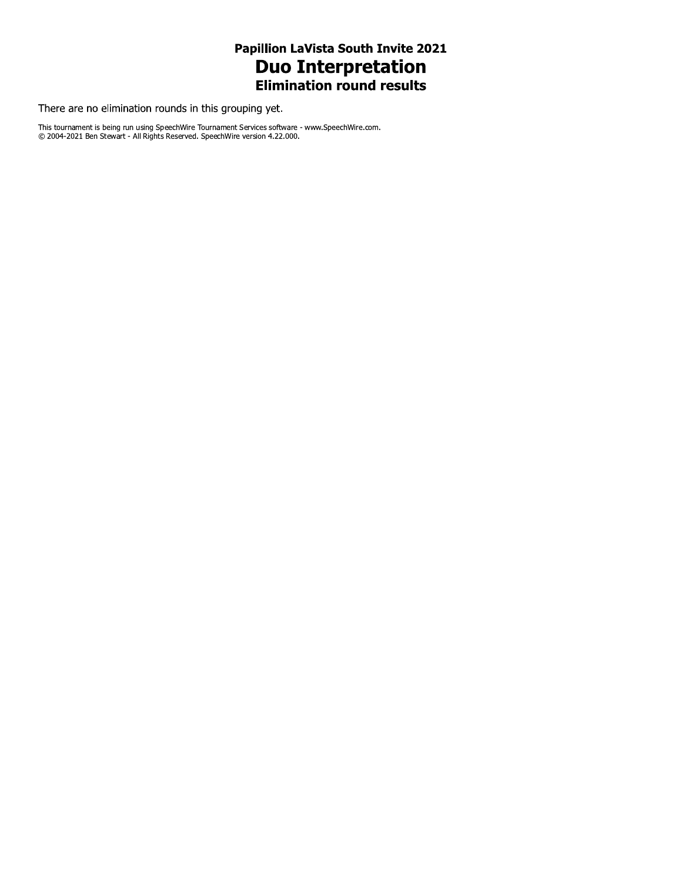### Papillion LaVista South Invite 2021

# Duo Interpretation

### Elimination round results

There are no elimination rounds in this grouping yet.

This tournament is being run using SpeechWire Tournament Services software - www.SpeechWire.com.
© 2004-2021 Ben Stewart - All Rights Reserved. SpeechWire version 4.22.000.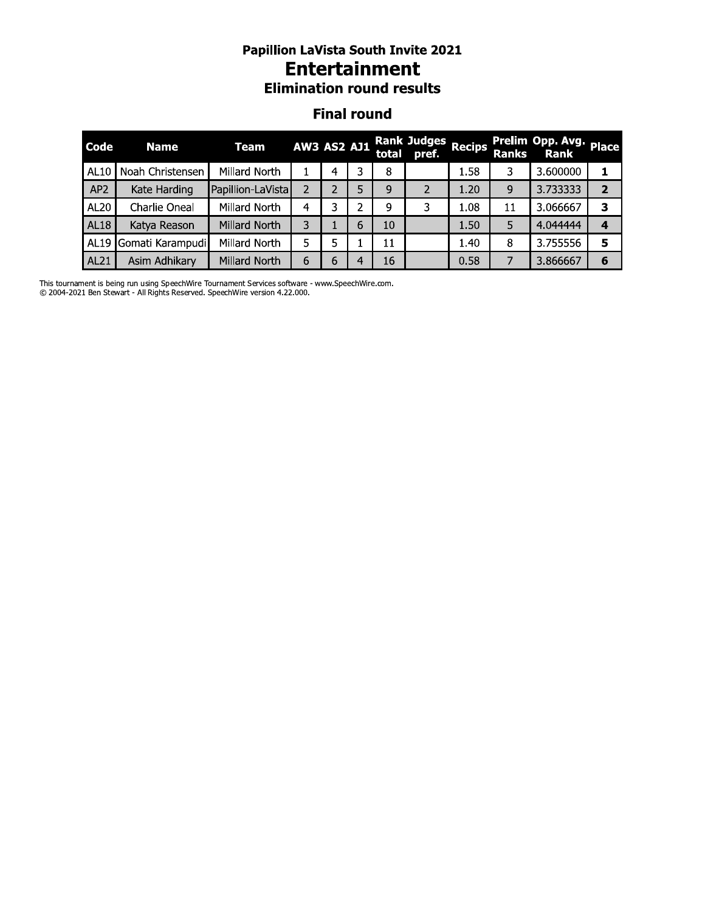# Papillion LaVista South Invite 2021

## Entertainment

### Elimination round results

### Final round

| Code | Name | Team | AW3 | AS2 | AJ1 | Rank total | Judges pref. | Recips | Prelim Ranks | Opp. Avg. Rank | Place |
|---|---|---|---|---|---|---|---|---|---|---|---|
| AL10 | Noah Christensen | Millard North | 1 | 4 | 3 | 8 | | 1.58 | 3 | 3.600000 | **1** |
| AP2 | Kate Harding | Papillion-LaVista | 2 | 2 | 5 | 9 | 2 | 1.20 | 9 | 3.733333 | **2** |
| AL20 | Charlie Oneal | Millard North | 4 | 3 | 2 | 9 | 3 | 1.08 | 11 | 3.066667 | **3** |
| AL18 | Katya Reason | Millard North | 3 | 1 | 6 | 10 | | 1.50 | 5 | 4.044444 | **4** |
| AL19 | Gomati Karampudi | Millard North | 5 | 5 | 1 | 11 | | 1.40 | 8 | 3.755556 | **5** |
| AL21 | Asim Adhikary | Millard North | 6 | 6 | 4 | 16 | | 0.58 | 7 | 3.866667 | **6** |

This tournament is being run using SpeechWire Tournament Services software - www.SpeechWire.com.
© 2004-2021 Ben Stewart - All Rights Reserved. SpeechWire version 4.22.000.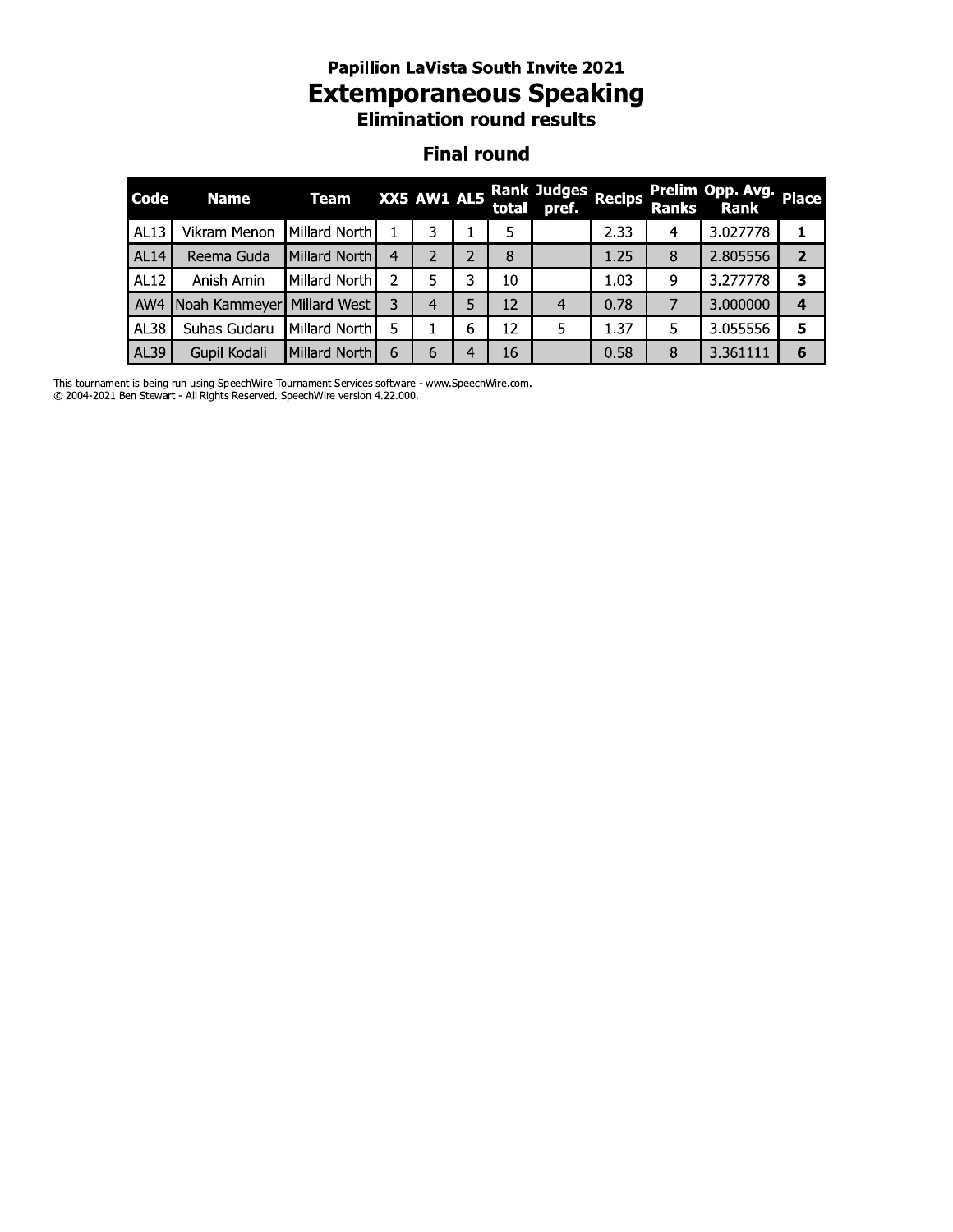# Papillion LaVista South Invite 2021

# Extemporaneous Speaking

## Elimination round results

### Final round

| Code | Name | Team | XX5 | AW1 | AL5 | Rank total | Judges pref. | Recips | Prelim Ranks | Opp. Avg. Rank | Place |
|---|---|---|---|---|---|---|---|---|---|---|---|
| AL13 | Vikram Menon | Millard North | 1 | 3 | 1 | 5 | | 2.33 | 4 | 3.027778 | **1** |
| AL14 | Reema Guda | Millard North | 4 | 2 | 2 | 8 | | 1.25 | 8 | 2.805556 | **2** |
| AL12 | Anish Amin | Millard North | 2 | 5 | 3 | 10 | | 1.03 | 9 | 3.277778 | **3** |
| AW4 | Noah Kammeyer | Millard West | 3 | 4 | 5 | 12 | 4 | 0.78 | 7 | 3.000000 | **4** |
| AL38 | Suhas Gudaru | Millard North | 5 | 1 | 6 | 12 | 5 | 1.37 | 5 | 3.055556 | **5** |
| AL39 | Gupil Kodali | Millard North | 6 | 6 | 4 | 16 | | 0.58 | 8 | 3.361111 | **6** |

This tournament is being run using SpeechWire Tournament Services software - www.SpeechWire.com.
© 2004-2021 Ben Stewart - All Rights Reserved. SpeechWire version 4.22.000.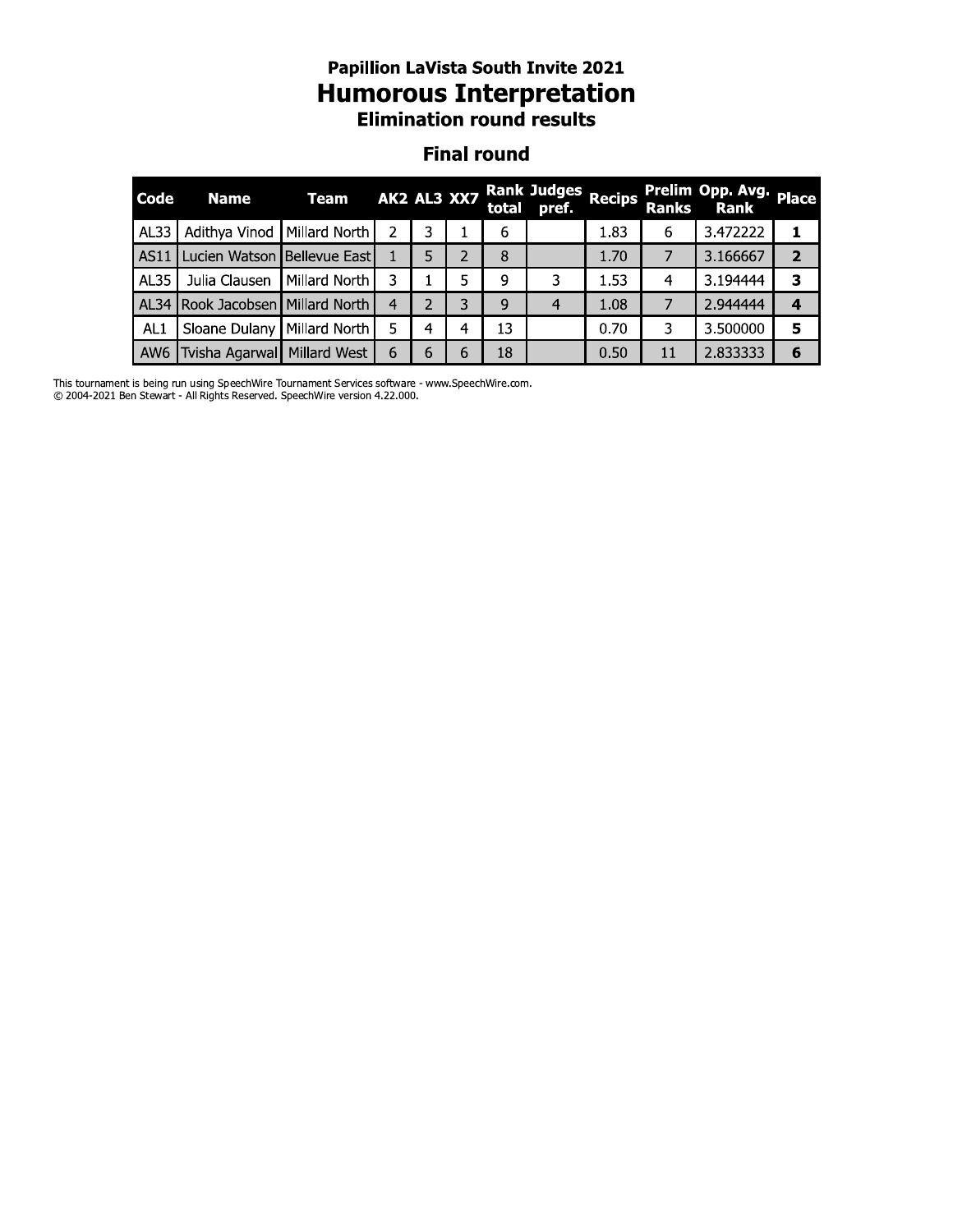# Papillion LaVista South Invite 2021

## Humorous Interpretation

### Elimination round results

### Final round

| Code | Name | Team | AK2 | AL3 | XX7 | Rank total | Judges pref. | Recips | Prelim Ranks | Opp. Avg. Rank | Place |
|---|---|---|---|---|---|---|---|---|---|---|---|
| AL33 | Adithya Vinod | Millard North | 2 | 3 | 1 | 6 | | 1.83 | 6 | 3.472222 | **1** |
| AS11 | Lucien Watson | Bellevue East | 1 | 5 | 2 | 8 | | 1.70 | 7 | 3.166667 | **2** |
| AL35 | Julia Clausen | Millard North | 3 | 1 | 5 | 9 | 3 | 1.53 | 4 | 3.194444 | **3** |
| AL34 | Rook Jacobsen | Millard North | 4 | 2 | 3 | 9 | 4 | 1.08 | 7 | 2.944444 | **4** |
| AL1 | Sloane Dulany | Millard North | 5 | 4 | 4 | 13 | | 0.70 | 3 | 3.500000 | **5** |
| AW6 | Tvisha Agarwal | Millard West | 6 | 6 | 6 | 18 | | 0.50 | 11 | 2.833333 | **6** |

This tournament is being run using SpeechWire Tournament Services software - www.SpeechWire.com.
© 2004-2021 Ben Stewart - All Rights Reserved. SpeechWire version 4.22.000.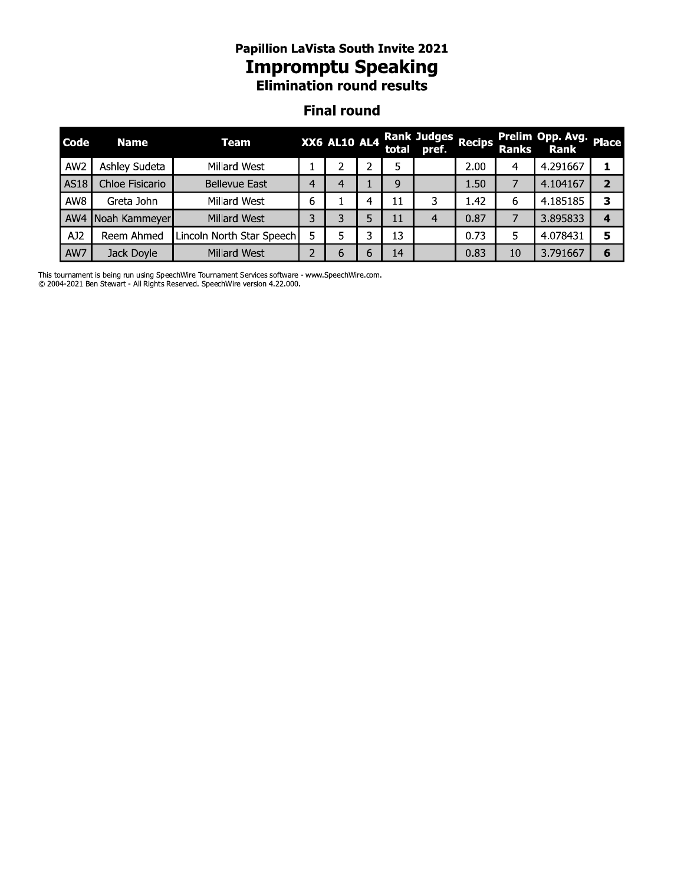# Papillion LaVista South Invite 2021

## Impromptu Speaking

### Elimination round results

### Final round

| Code | Name | Team | XX6 | AL10 | AL4 | Rank total | Judges pref. | Recips | Prelim Ranks | Opp. Avg. Rank | Place |
|---|---|---|---|---|---|---|---|---|---|---|---|
| AW2 | Ashley Sudeta | Millard West | 1 | 2 | 2 | 5 | | 2.00 | 4 | 4.291667 | **1** |
| AS18 | Chloe Fisicario | Bellevue East | 4 | 4 | 1 | 9 | | 1.50 | 7 | 4.104167 | **2** |
| AW8 | Greta John | Millard West | 6 | 1 | 4 | 11 | 3 | 1.42 | 6 | 4.185185 | **3** |
| AW4 | Noah Kammeyer | Millard West | 3 | 3 | 5 | 11 | 4 | 0.87 | 7 | 3.895833 | **4** |
| AJ2 | Reem Ahmed | Lincoln North Star Speech | 5 | 5 | 3 | 13 | | 0.73 | 5 | 4.078431 | **5** |
| AW7 | Jack Doyle | Millard West | 2 | 6 | 6 | 14 | | 0.83 | 10 | 3.791667 | **6** |

This tournament is being run using SpeechWire Tournament Services software - www.SpeechWire.com.
© 2004-2021 Ben Stewart - All Rights Reserved. SpeechWire version 4.22.000.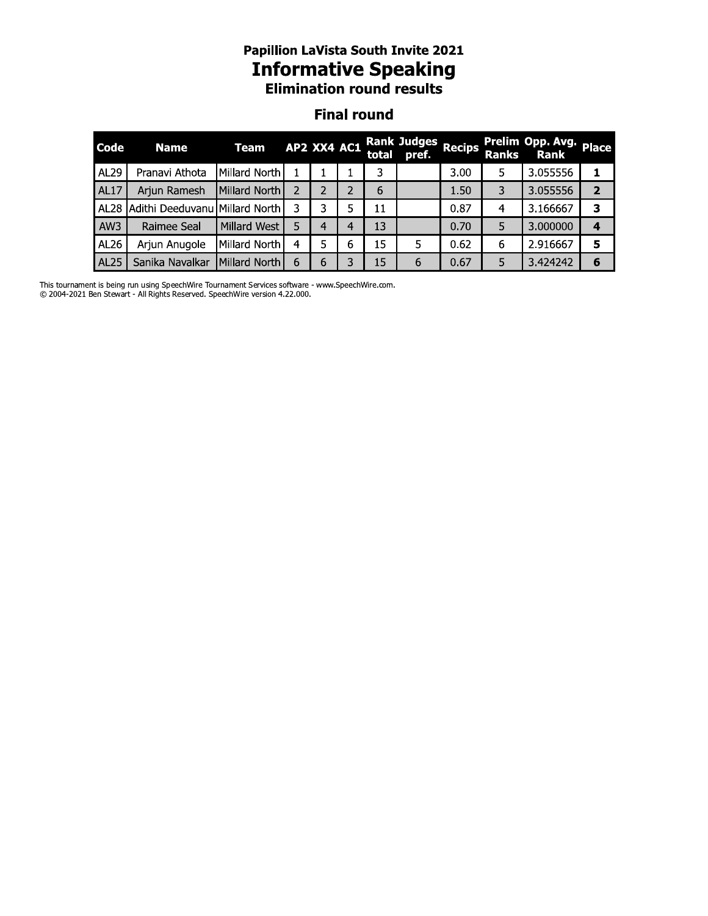# Papillion LaVista South Invite 2021

## Informative Speaking

### Elimination round results

### Final round

| Code | Name | Team | AP2 | XX4 | AC1 | Rank total | Judges pref. | Recips | Prelim Ranks | Opp. Avg. Rank | Place |
|---|---|---|---|---|---|---|---|---|---|---|---|
| AL29 | Pranavi Athota | Millard North | 1 | 1 | 1 | 3 | | 3.00 | 5 | 3.055556 | **1** |
| AL17 | Arjun Ramesh | Millard North | 2 | 2 | 2 | 6 | | 1.50 | 3 | 3.055556 | **2** |
| AL28 | Adithi Deeduvanu | Millard North | 3 | 3 | 5 | 11 | | 0.87 | 4 | 3.166667 | **3** |
| AW3 | Raimee Seal | Millard West | 5 | 4 | 4 | 13 | | 0.70 | 5 | 3.000000 | **4** |
| AL26 | Arjun Anugole | Millard North | 4 | 5 | 6 | 15 | 5 | 0.62 | 6 | 2.916667 | **5** |
| AL25 | Sanika Navalkar | Millard North | 6 | 6 | 3 | 15 | 6 | 0.67 | 5 | 3.424242 | **6** |

This tournament is being run using SpeechWire Tournament Services software - www.SpeechWire.com.
© 2004-2021 Ben Stewart - All Rights Reserved. SpeechWire version 4.22.000.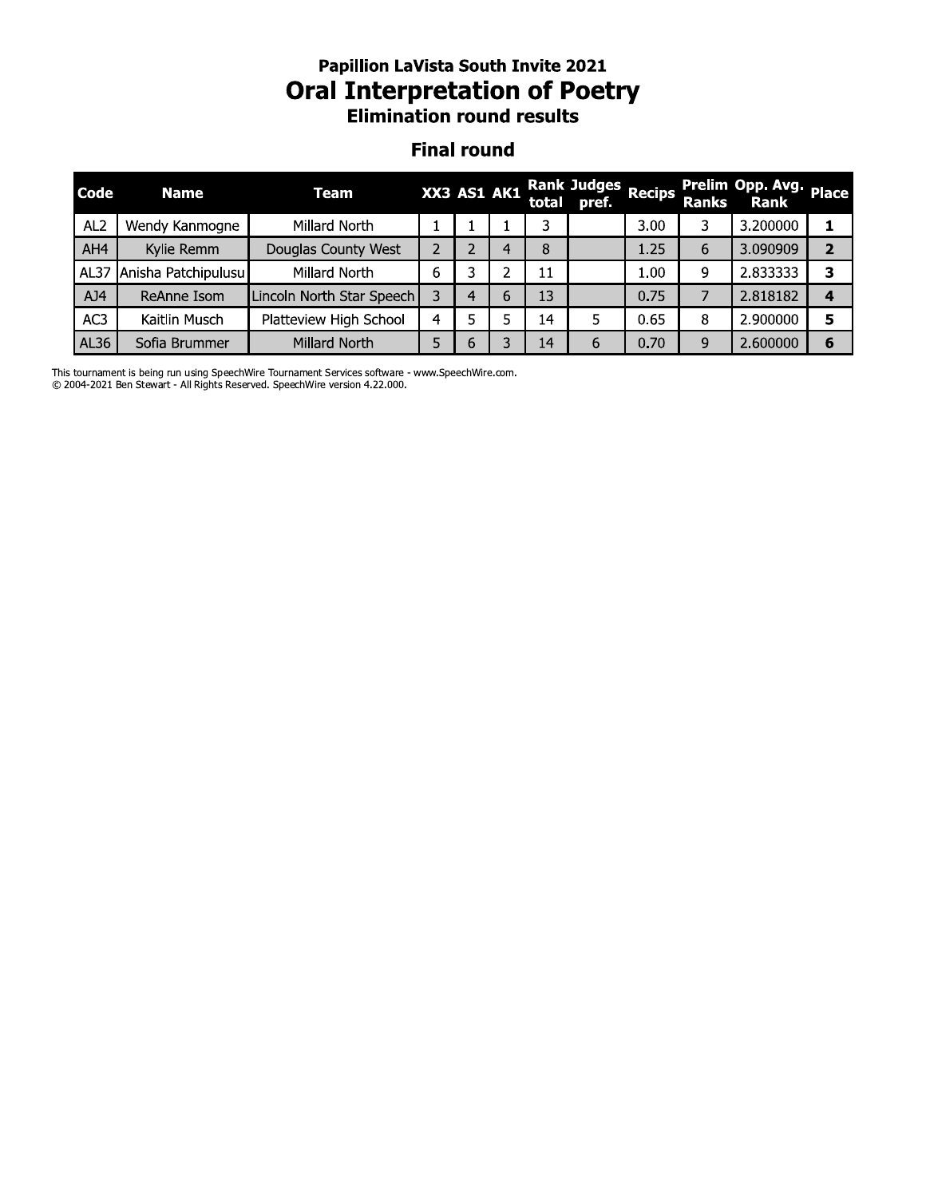## Papillion LaVista South Invite 2021

# Oral Interpretation of Poetry

### Elimination round results

### Final round

| Code | Name | Team | XX3 | AS1 | AK1 | Rank total | Judges pref. | Recips | Prelim Ranks | Opp. Avg. Rank | Place |
|---|---|---|---|---|---|---|---|---|---|---|---|
| AL2 | Wendy Kanmogne | Millard North | 1 | 1 | 1 | 3 | | 3.00 | 3 | 3.200000 | **1** |
| AH4 | Kylie Remm | Douglas County West | 2 | 2 | 4 | 8 | | 1.25 | 6 | 3.090909 | **2** |
| AL37 | Anisha Patchipulusu | Millard North | 6 | 3 | 2 | 11 | | 1.00 | 9 | 2.833333 | **3** |
| AJ4 | ReAnne Isom | Lincoln North Star Speech | 3 | 4 | 6 | 13 | | 0.75 | 7 | 2.818182 | **4** |
| AC3 | Kaitlin Musch | Platteview High School | 4 | 5 | 5 | 14 | 5 | 0.65 | 8 | 2.900000 | **5** |
| AL36 | Sofia Brummer | Millard North | 5 | 6 | 3 | 14 | 6 | 0.70 | 9 | 2.600000 | **6** |

This tournament is being run using SpeechWire Tournament Services software - www.SpeechWire.com.
© 2004-2021 Ben Stewart - All Rights Reserved. SpeechWire version 4.22.000.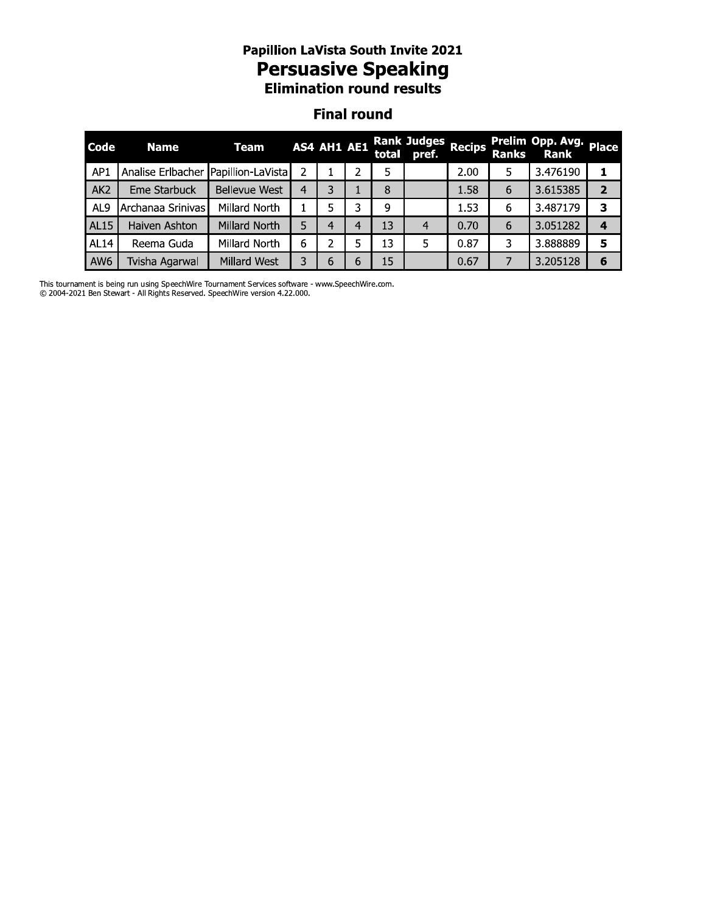# Papillion LaVista South Invite 2021

## Persuasive Speaking

### Elimination round results

### Final round

| Code | Name | Team | AS4 | AH1 | AE1 | Rank total | Judges pref. | Recips | Prelim Ranks | Opp. Avg. Rank | Place |
|---|---|---|---|---|---|---|---|---|---|---|---|
| AP1 | Analise Erlbacher | Papillion-LaVista | 2 | 1 | 2 | 5 | | 2.00 | 5 | 3.476190 | 1 |
| AK2 | Eme Starbuck | Bellevue West | 4 | 3 | 1 | 8 | | 1.58 | 6 | 3.615385 | 2 |
| AL9 | Archanaa Srinivas | Millard North | 1 | 5 | 3 | 9 | | 1.53 | 6 | 3.487179 | 3 |
| AL15 | Haiven Ashton | Millard North | 5 | 4 | 4 | 13 | 4 | 0.70 | 6 | 3.051282 | 4 |
| AL14 | Reema Guda | Millard North | 6 | 2 | 5 | 13 | 5 | 0.87 | 3 | 3.888889 | 5 |
| AW6 | Tvisha Agarwal | Millard West | 3 | 6 | 6 | 15 | | 0.67 | 7 | 3.205128 | 6 |

This tournament is being run using SpeechWire Tournament Services software - www.SpeechWire.com.
© 2004-2021 Ben Stewart - All Rights Reserved. SpeechWire version 4.22.000.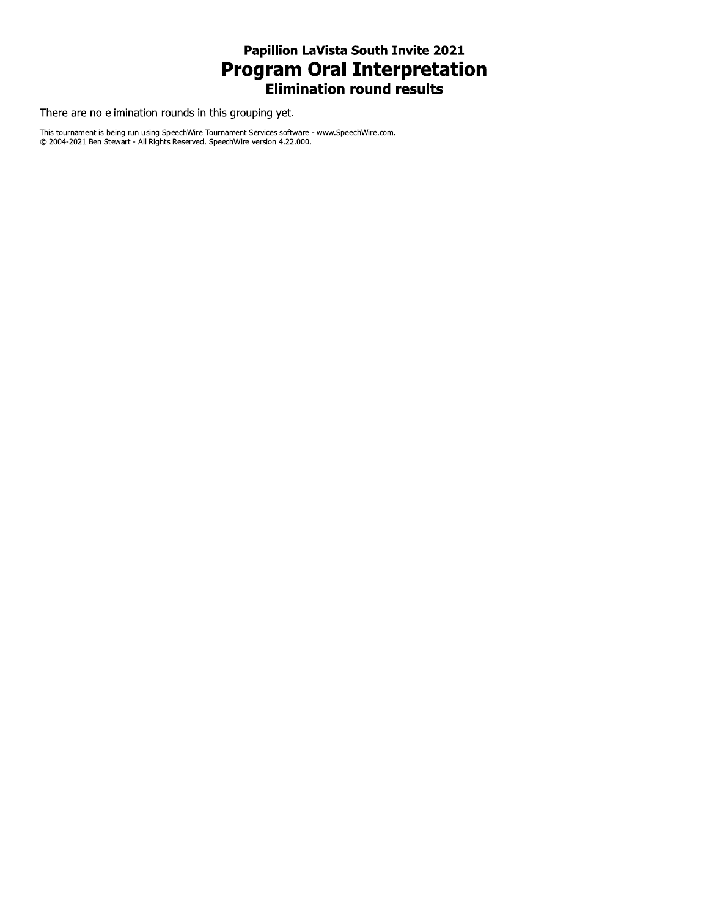# Papillion LaVista South Invite 2021

## Program Oral Interpretation

### Elimination round results

There are no elimination rounds in this grouping yet.

This tournament is being run using SpeechWire Tournament Services software - www.SpeechWire.com.
© 2004-2021 Ben Stewart - All Rights Reserved. SpeechWire version 4.22.000.